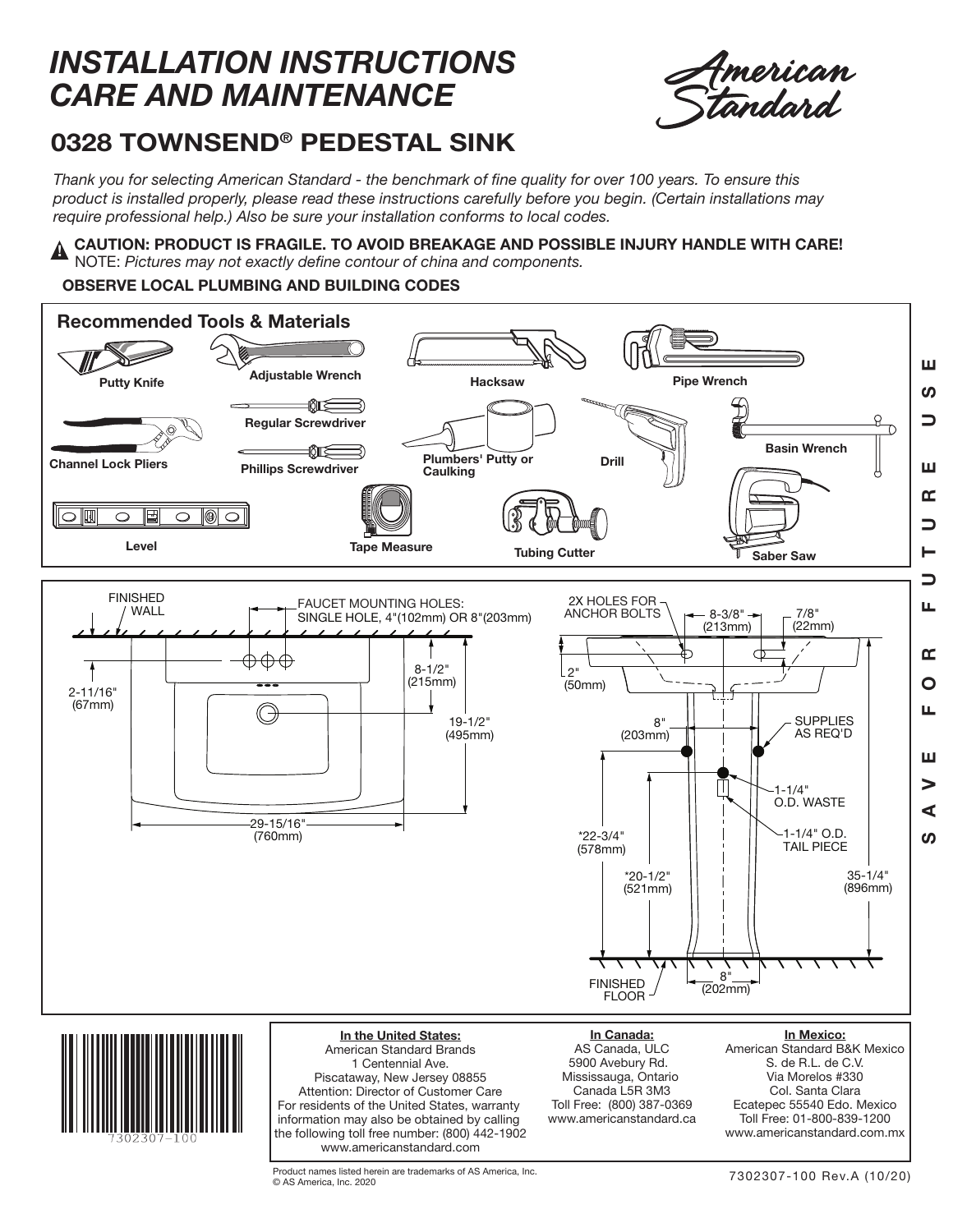# INSTALLATION INSTRUCTIONS CARE AND MAINTENANCE

American Standard

## 0328 TOWNSEND® PEDESTAL SINK

*Thank you for selecting American Standard - the benchmark of fine quality for over 100 years. To ensure this product is installed properly, please read these instructions carefully before you begin. (Certain installations may require professional help.) Also be sure your installation conforms to local codes.*

**CAUTION: PRODUCT IS FRAGILE. TO AVOID BREAKAGE AND POSSIBLE INJURY HANDLE WITH CARE!**
NOTE: *Pictures may not exactly define contour of china and components.*

**OBSERVE LOCAL PLUMBING AND BUILDING CODES**

### Recommended Tools & Materials

- Putty Knife
- Adjustable Wrench
- Hacksaw
- Pipe Wrench
- Regular Screwdriver
- Phillips Screwdriver
- Channel Lock Pliers
- Plumbers' Putty or Caulking
- Drill
- Basin Wrench
- Level
- Tape Measure
- Tubing Cutter
- Saber Saw

FINISHED WALL
FAUCET MOUNTING HOLES: SINGLE HOLE, 4"(102mm) OR 8"(203mm)
2-11/16" (67mm)
8-1/2" (215mm)
19-1/2" (495mm)
29-15/16" (760mm)

2X HOLES FOR ANCHOR BOLTS
8-3/8" (213mm)
7/8" (22mm)
2" (50mm)
8" (203mm)
SUPPLIES AS REQ'D
1-1/4" O.D. WASTE
1-1/4" O.D. TAIL PIECE
*22-3/4" (578mm)
*20-1/2" (521mm)
35-1/4" (896mm)
FINISHED FLOOR
8" (202mm)

SAVE FOR FUTURE USE

7302307-100

**In the United States:**
American Standard Brands
1 Centennial Ave.
Piscataway, New Jersey 08855
Attention: Director of Customer Care
For residents of the United States, warranty information may also be obtained by calling the following toll free number: (800) 442-1902
www.americanstandard.com

**In Canada:**
AS Canada, ULC
5900 Avebury Rd.
Mississauga, Ontario
Canada L5R 3M3
Toll Free: (800) 387-0369
www.americanstandard.ca

**In Mexico:**
American Standard B&K Mexico
S. de R.L. de C.V.
Via Morelos #330
Col. Santa Clara
Ecatepec 55540 Edo. Mexico
Toll Free: 01-800-839-1200
www.americanstandard.com.mx

Product names listed herein are trademarks of AS America, Inc.
© AS America, Inc. 2020

7302307-100 Rev.A (10/20)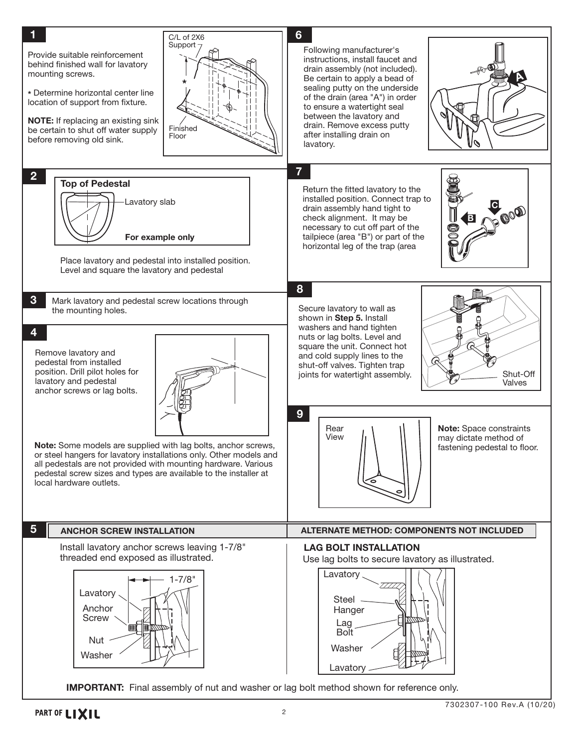## 1

Provide suitable reinforcement behind finished wall for lavatory mounting screws.

* Determine horizontal center line location of support from fixture.

**NOTE:** If replacing an existing sink be certain to shut off water supply before removing old sink.

C/L of 2X6 Support

*

Finished Floor

## 2

**Top of Pedestal**

Lavatory slab

**For example only**

Place lavatory and pedestal into installed position. Level and square the lavatory and pedestal

## 3

Mark lavatory and pedestal screw locations through the mounting holes.

## 4

Remove lavatory and pedestal from installed position. Drill pilot holes for lavatory and pedestal anchor screws or lag bolts.

**Note:** Some models are supplied with lag bolts, anchor screws, or steel hangers for lavatory installations only. Other models and all pedestals are not provided with mounting hardware. Various pedestal screw sizes and types are available to the installer at local hardware outlets.

## 5

### ANCHOR SCREW INSTALLATION

Install lavatory anchor screws leaving 1-7/8" threaded end exposed as illustrated.

1-7/8"

Lavatory

Anchor Screw

Nut

Washer

### ALTERNATE METHOD: COMPONENTS NOT INCLUDED

**LAG BOLT INSTALLATION**

Use lag bolts to secure lavatory as illustrated.

Lavatory

Steel Hanger

Lag Bolt

Washer

Lavatory

**IMPORTANT:** Final assembly of nut and washer or lag bolt method shown for reference only.

## 6

Following manufacturer's instructions, install faucet and drain assembly (not included). Be certain to apply a bead of sealing putty on the underside of the drain (area "A") in order to ensure a watertight seal between the lavatory and drain. Remove excess putty after installing drain on lavatory.

A

## 7

Return the fitted lavatory to the installed position. Connect trap to drain assembly hand tight to check alignment. It may be necessary to cut off part of the tailpiece (area "B") or part of the horizontal leg of the trap (area

B

C

## 8

Secure lavatory to wall as shown in **Step 5.** Install washers and hand tighten nuts or lag bolts. Level and square the unit. Connect hot and cold supply lines to the shut-off valves. Tighten trap joints for watertight assembly.

Shut-Off Valves

## 9

Rear View

**Note:** Space constraints may dictate method of fastening pedestal to floor.

7302307-100 Rev.A (10/20)